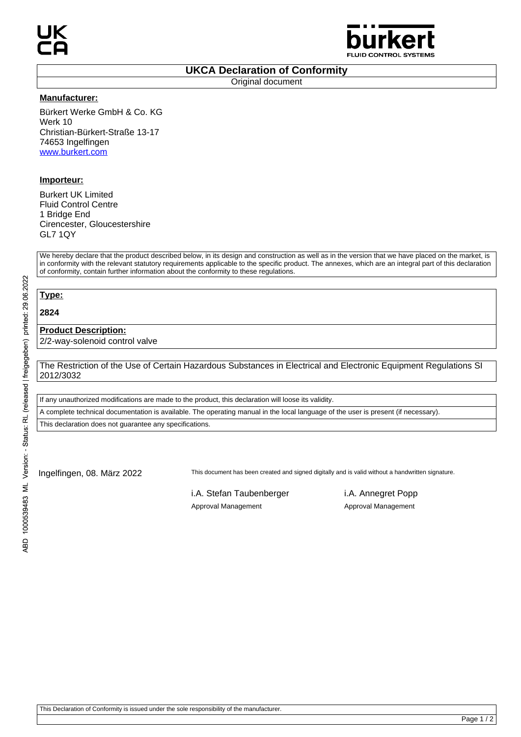# UKCA Declaration of Conformity

Original document

**Manufacturer:**

Bürkert Werke GmbH & Co. KG
Werk 10
Christian-Bürkert-Straße 13-17
74653 Ingelfingen
www.burkert.com

**Importeur:**

Burkert UK Limited
Fluid Control Centre
1 Bridge End
Cirencester, Gloucestershire
GL7 1QY

We hereby declare that the product described below, in its design and construction as well as in the version that we have placed on the market, is in conformity with the relevant statutory requirements applicable to the specific product. The annexes, which are an integral part of this declaration of conformity, contain further information about the conformity to these regulations.

**Type:**

**2824**

**Product Description:**

2/2-way-solenoid control valve

The Restriction of the Use of Certain Hazardous Substances in Electrical and Electronic Equipment Regulations SI 2012/3032

If any unauthorized modifications are made to the product, this declaration will loose its validity.

A complete technical documentation is available. The operating manual in the local language of the user is present (if necessary).

This declaration does not guarantee any specifications.

ABD 1000539483 ML Version: - Status: RL (released | freigegeben) printed: 29.06.2022

Ingelfingen, 08. März 2022

This document has been created and signed digitally and is valid without a handwritten signature.

i.A. Stefan Taubenberger
Approval Management

i.A. Annegret Popp
Approval Management

This Declaration of Conformity is issued under the sole responsibility of the manufacturer.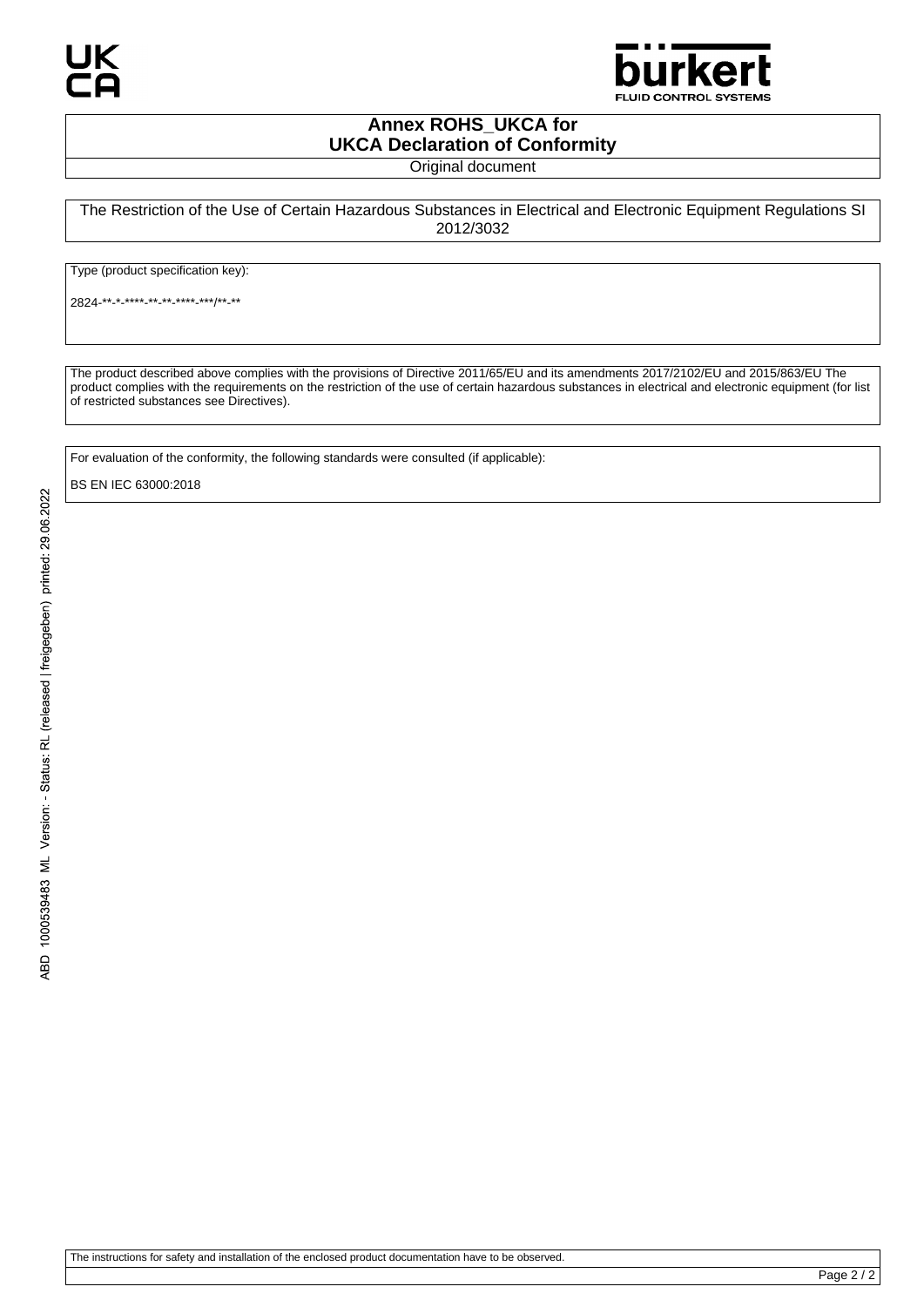# Annex ROHS_UKCA for UKCA Declaration of Conformity

Original document

The Restriction of the Use of Certain Hazardous Substances in Electrical and Electronic Equipment Regulations SI 2012/3032

Type (product specification key):

2824-**-*-****-**-**-****-***/**-**

The product described above complies with the provisions of Directive 2011/65/EU and its amendments 2017/2102/EU and 2015/863/EU The product complies with the requirements on the restriction of the use of certain hazardous substances in electrical and electronic equipment (for list of restricted substances see Directives).

For evaluation of the conformity, the following standards were consulted (if applicable):

BS EN IEC 63000:2018

The instructions for safety and installation of the enclosed product documentation have to be observed.